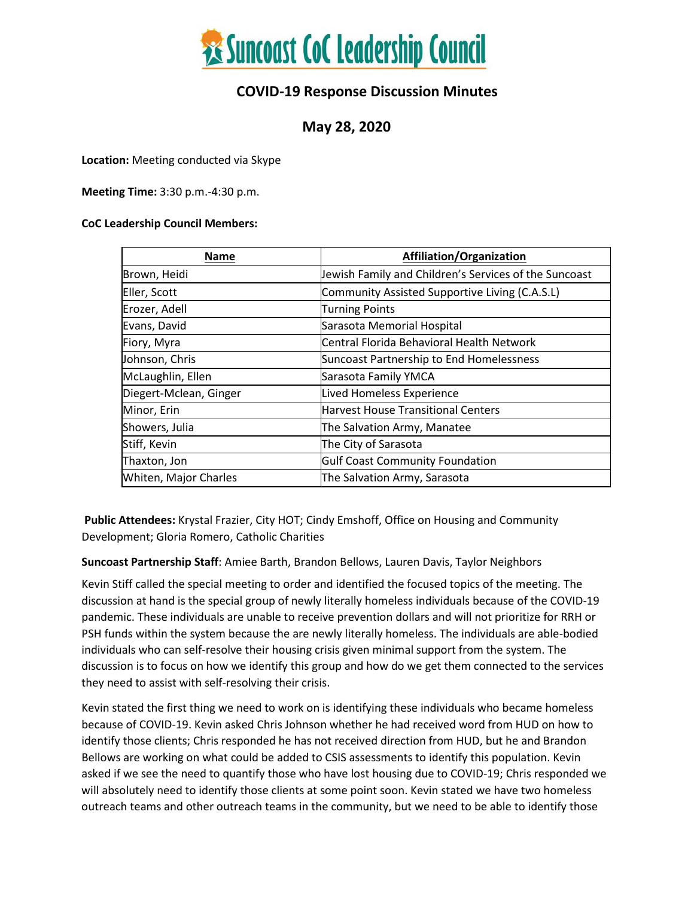# Suncoast CoC Leadership Council

## COVID-19 Response Discussion Minutes

## May 28, 2020

**Location:** Meeting conducted via Skype

**Meeting Time:** 3:30 p.m.-4:30 p.m.

**CoC Leadership Council Members:**

| Name | Affiliation/Organization |
|---|---|
| Brown, Heidi | Jewish Family and Children's Services of the Suncoast |
| Eller, Scott | Community Assisted Supportive Living (C.A.S.L) |
| Erozer, Adell | Turning Points |
| Evans, David | Sarasota Memorial Hospital |
| Fiory, Myra | Central Florida Behavioral Health Network |
| Johnson, Chris | Suncoast Partnership to End Homelessness |
| McLaughlin, Ellen | Sarasota Family YMCA |
| Diegert-Mclean, Ginger | Lived Homeless Experience |
| Minor, Erin | Harvest House Transitional Centers |
| Showers, Julia | The Salvation Army, Manatee |
| Stiff, Kevin | The City of Sarasota |
| Thaxton, Jon | Gulf Coast Community Foundation |
| Whiten, Major Charles | The Salvation Army, Sarasota |

**Public Attendees:** Krystal Frazier, City HOT; Cindy Emshoff, Office on Housing and Community Development; Gloria Romero, Catholic Charities

**Suncoast Partnership Staff**: Amiee Barth, Brandon Bellows, Lauren Davis, Taylor Neighbors

Kevin Stiff called the special meeting to order and identified the focused topics of the meeting. The discussion at hand is the special group of newly literally homeless individuals because of the COVID-19 pandemic. These individuals are unable to receive prevention dollars and will not prioritize for RRH or PSH funds within the system because the are newly literally homeless. The individuals are able-bodied individuals who can self-resolve their housing crisis given minimal support from the system. The discussion is to focus on how we identify this group and how do we get them connected to the services they need to assist with self-resolving their crisis.

Kevin stated the first thing we need to work on is identifying these individuals who became homeless because of COVID-19. Kevin asked Chris Johnson whether he had received word from HUD on how to identify those clients; Chris responded he has not received direction from HUD, but he and Brandon Bellows are working on what could be added to CSIS assessments to identify this population. Kevin asked if we see the need to quantify those who have lost housing due to COVID-19; Chris responded we will absolutely need to identify those clients at some point soon. Kevin stated we have two homeless outreach teams and other outreach teams in the community, but we need to be able to identify those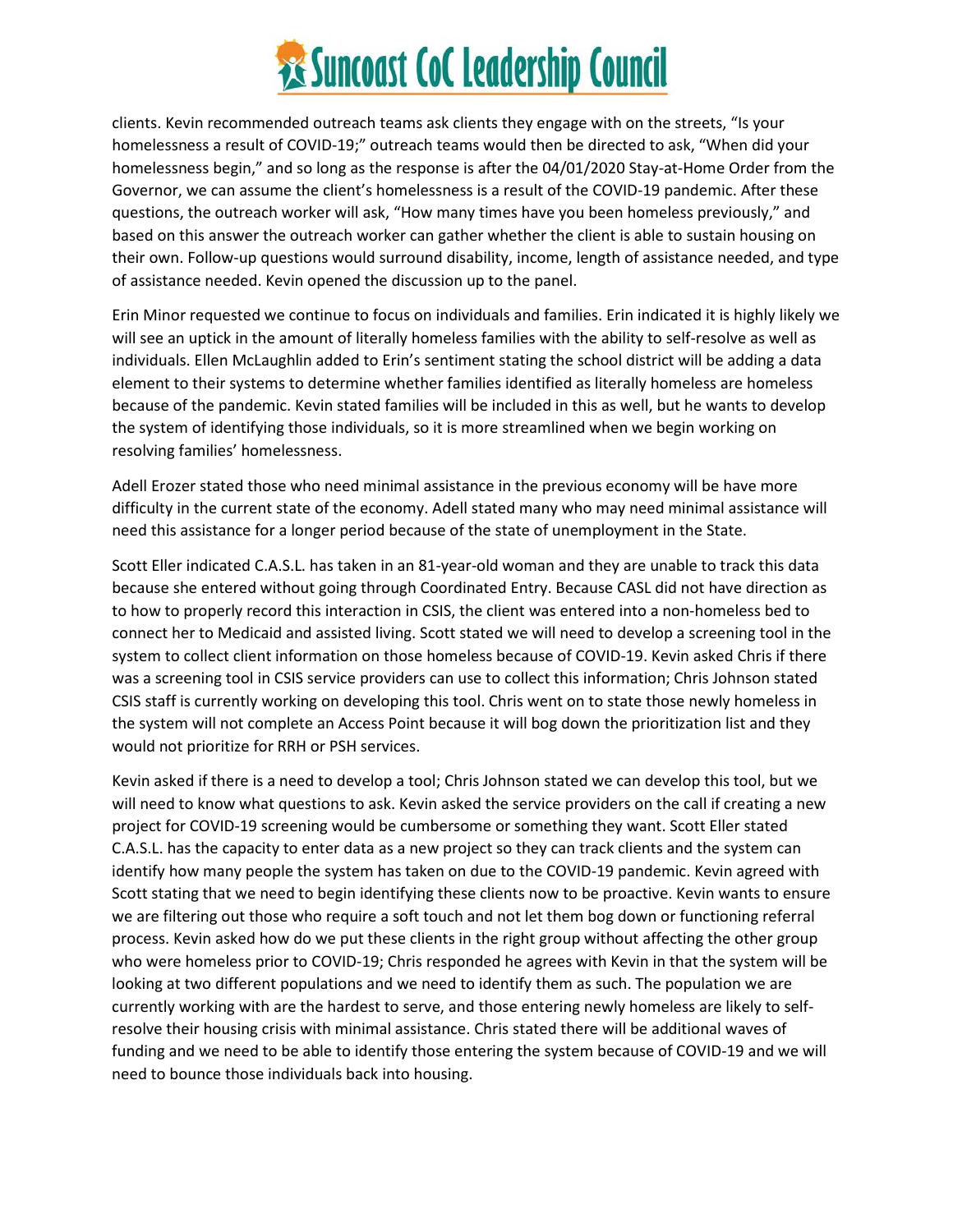clients. Kevin recommended outreach teams ask clients they engage with on the streets, "Is your homelessness a result of COVID-19;" outreach teams would then be directed to ask, "When did your homelessness begin," and so long as the response is after the 04/01/2020 Stay-at-Home Order from the Governor, we can assume the client's homelessness is a result of the COVID-19 pandemic. After these questions, the outreach worker will ask, "How many times have you been homeless previously," and based on this answer the outreach worker can gather whether the client is able to sustain housing on their own. Follow-up questions would surround disability, income, length of assistance needed, and type of assistance needed. Kevin opened the discussion up to the panel.

Erin Minor requested we continue to focus on individuals and families. Erin indicated it is highly likely we will see an uptick in the amount of literally homeless families with the ability to self-resolve as well as individuals. Ellen McLaughlin added to Erin's sentiment stating the school district will be adding a data element to their systems to determine whether families identified as literally homeless are homeless because of the pandemic. Kevin stated families will be included in this as well, but he wants to develop the system of identifying those individuals, so it is more streamlined when we begin working on resolving families' homelessness.

Adell Erozer stated those who need minimal assistance in the previous economy will be have more difficulty in the current state of the economy. Adell stated many who may need minimal assistance will need this assistance for a longer period because of the state of unemployment in the State.

Scott Eller indicated C.A.S.L. has taken in an 81-year-old woman and they are unable to track this data because she entered without going through Coordinated Entry. Because CASL did not have direction as to how to properly record this interaction in CSIS, the client was entered into a non-homeless bed to connect her to Medicaid and assisted living. Scott stated we will need to develop a screening tool in the system to collect client information on those homeless because of COVID-19. Kevin asked Chris if there was a screening tool in CSIS service providers can use to collect this information; Chris Johnson stated CSIS staff is currently working on developing this tool. Chris went on to state those newly homeless in the system will not complete an Access Point because it will bog down the prioritization list and they would not prioritize for RRH or PSH services.

Kevin asked if there is a need to develop a tool; Chris Johnson stated we can develop this tool, but we will need to know what questions to ask. Kevin asked the service providers on the call if creating a new project for COVID-19 screening would be cumbersome or something they want. Scott Eller stated C.A.S.L. has the capacity to enter data as a new project so they can track clients and the system can identify how many people the system has taken on due to the COVID-19 pandemic. Kevin agreed with Scott stating that we need to begin identifying these clients now to be proactive. Kevin wants to ensure we are filtering out those who require a soft touch and not let them bog down or functioning referral process. Kevin asked how do we put these clients in the right group without affecting the other group who were homeless prior to COVID-19; Chris responded he agrees with Kevin in that the system will be looking at two different populations and we need to identify them as such. The population we are currently working with are the hardest to serve, and those entering newly homeless are likely to self-resolve their housing crisis with minimal assistance. Chris stated there will be additional waves of funding and we need to be able to identify those entering the system because of COVID-19 and we will need to bounce those individuals back into housing.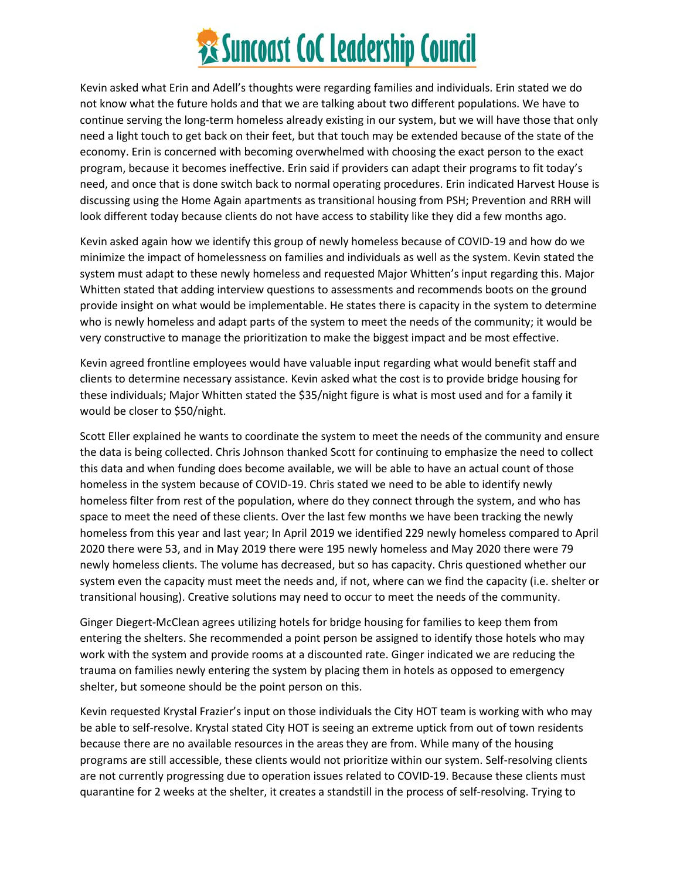Kevin asked what Erin and Adell's thoughts were regarding families and individuals. Erin stated we do not know what the future holds and that we are talking about two different populations. We have to continue serving the long-term homeless already existing in our system, but we will have those that only need a light touch to get back on their feet, but that touch may be extended because of the state of the economy. Erin is concerned with becoming overwhelmed with choosing the exact person to the exact program, because it becomes ineffective. Erin said if providers can adapt their programs to fit today's need, and once that is done switch back to normal operating procedures. Erin indicated Harvest House is discussing using the Home Again apartments as transitional housing from PSH; Prevention and RRH will look different today because clients do not have access to stability like they did a few months ago.

Kevin asked again how we identify this group of newly homeless because of COVID-19 and how do we minimize the impact of homelessness on families and individuals as well as the system. Kevin stated the system must adapt to these newly homeless and requested Major Whitten's input regarding this. Major Whitten stated that adding interview questions to assessments and recommends boots on the ground provide insight on what would be implementable. He states there is capacity in the system to determine who is newly homeless and adapt parts of the system to meet the needs of the community; it would be very constructive to manage the prioritization to make the biggest impact and be most effective.

Kevin agreed frontline employees would have valuable input regarding what would benefit staff and clients to determine necessary assistance. Kevin asked what the cost is to provide bridge housing for these individuals; Major Whitten stated the $35/night figure is what is most used and for a family it would be closer to $50/night.

Scott Eller explained he wants to coordinate the system to meet the needs of the community and ensure the data is being collected. Chris Johnson thanked Scott for continuing to emphasize the need to collect this data and when funding does become available, we will be able to have an actual count of those homeless in the system because of COVID-19. Chris stated we need to be able to identify newly homeless filter from rest of the population, where do they connect through the system, and who has space to meet the need of these clients. Over the last few months we have been tracking the newly homeless from this year and last year; In April 2019 we identified 229 newly homeless compared to April 2020 there were 53, and in May 2019 there were 195 newly homeless and May 2020 there were 79 newly homeless clients. The volume has decreased, but so has capacity. Chris questioned whether our system even the capacity must meet the needs and, if not, where can we find the capacity (i.e. shelter or transitional housing). Creative solutions may need to occur to meet the needs of the community.

Ginger Diegert-McClean agrees utilizing hotels for bridge housing for families to keep them from entering the shelters. She recommended a point person be assigned to identify those hotels who may work with the system and provide rooms at a discounted rate. Ginger indicated we are reducing the trauma on families newly entering the system by placing them in hotels as opposed to emergency shelter, but someone should be the point person on this.

Kevin requested Krystal Frazier's input on those individuals the City HOT team is working with who may be able to self-resolve. Krystal stated City HOT is seeing an extreme uptick from out of town residents because there are no available resources in the areas they are from. While many of the housing programs are still accessible, these clients would not prioritize within our system. Self-resolving clients are not currently progressing due to operation issues related to COVID-19. Because these clients must quarantine for 2 weeks at the shelter, it creates a standstill in the process of self-resolving. Trying to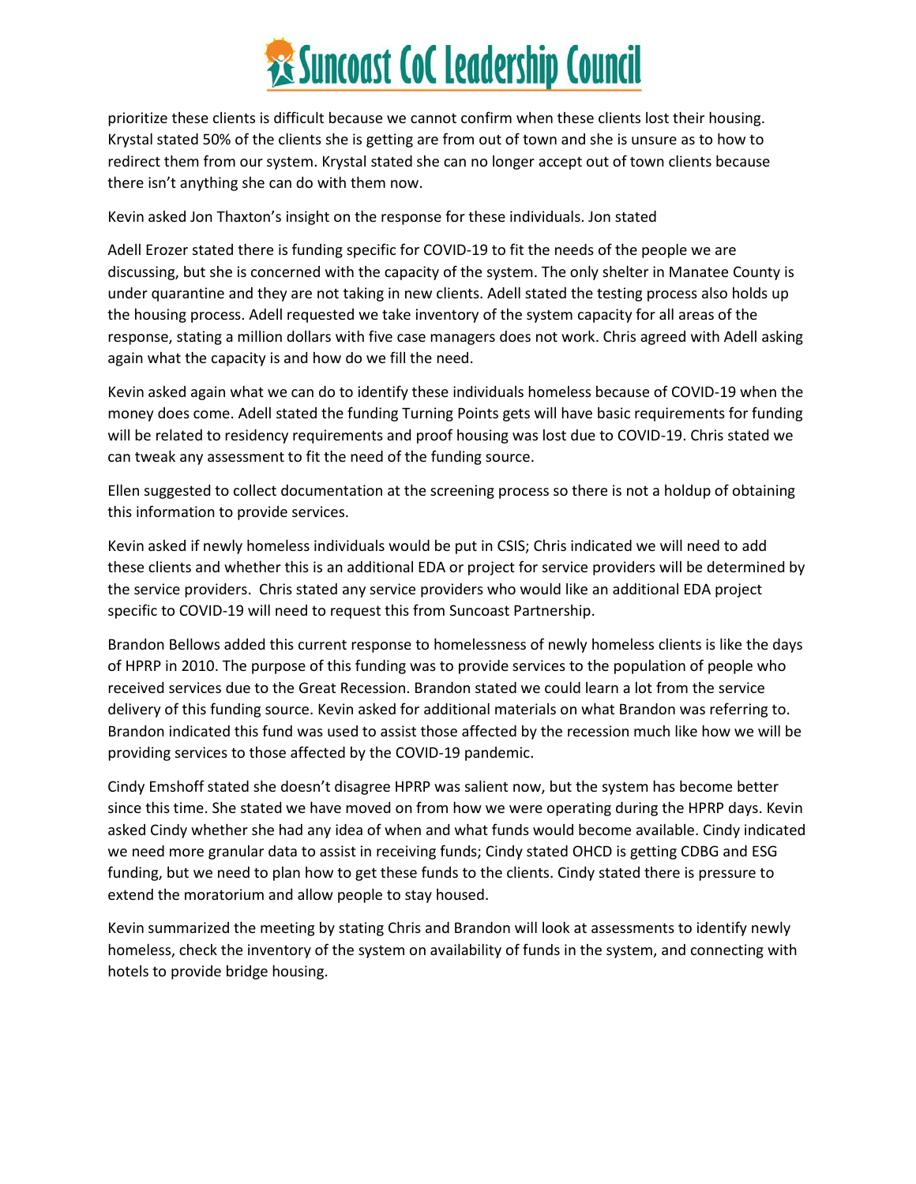prioritize these clients is difficult because we cannot confirm when these clients lost their housing. Krystal stated 50% of the clients she is getting are from out of town and she is unsure as to how to redirect them from our system. Krystal stated she can no longer accept out of town clients because there isn't anything she can do with them now.

Kevin asked Jon Thaxton's insight on the response for these individuals. Jon stated

Adell Erozer stated there is funding specific for COVID-19 to fit the needs of the people we are discussing, but she is concerned with the capacity of the system. The only shelter in Manatee County is under quarantine and they are not taking in new clients. Adell stated the testing process also holds up the housing process. Adell requested we take inventory of the system capacity for all areas of the response, stating a million dollars with five case managers does not work. Chris agreed with Adell asking again what the capacity is and how do we fill the need.

Kevin asked again what we can do to identify these individuals homeless because of COVID-19 when the money does come. Adell stated the funding Turning Points gets will have basic requirements for funding will be related to residency requirements and proof housing was lost due to COVID-19. Chris stated we can tweak any assessment to fit the need of the funding source.

Ellen suggested to collect documentation at the screening process so there is not a holdup of obtaining this information to provide services.

Kevin asked if newly homeless individuals would be put in CSIS; Chris indicated we will need to add these clients and whether this is an additional EDA or project for service providers will be determined by the service providers. Chris stated any service providers who would like an additional EDA project specific to COVID-19 will need to request this from Suncoast Partnership.

Brandon Bellows added this current response to homelessness of newly homeless clients is like the days of HPRP in 2010. The purpose of this funding was to provide services to the population of people who received services due to the Great Recession. Brandon stated we could learn a lot from the service delivery of this funding source. Kevin asked for additional materials on what Brandon was referring to. Brandon indicated this fund was used to assist those affected by the recession much like how we will be providing services to those affected by the COVID-19 pandemic.

Cindy Emshoff stated she doesn't disagree HPRP was salient now, but the system has become better since this time. She stated we have moved on from how we were operating during the HPRP days. Kevin asked Cindy whether she had any idea of when and what funds would become available. Cindy indicated we need more granular data to assist in receiving funds; Cindy stated OHCD is getting CDBG and ESG funding, but we need to plan how to get these funds to the clients. Cindy stated there is pressure to extend the moratorium and allow people to stay housed.

Kevin summarized the meeting by stating Chris and Brandon will look at assessments to identify newly homeless, check the inventory of the system on availability of funds in the system, and connecting with hotels to provide bridge housing.